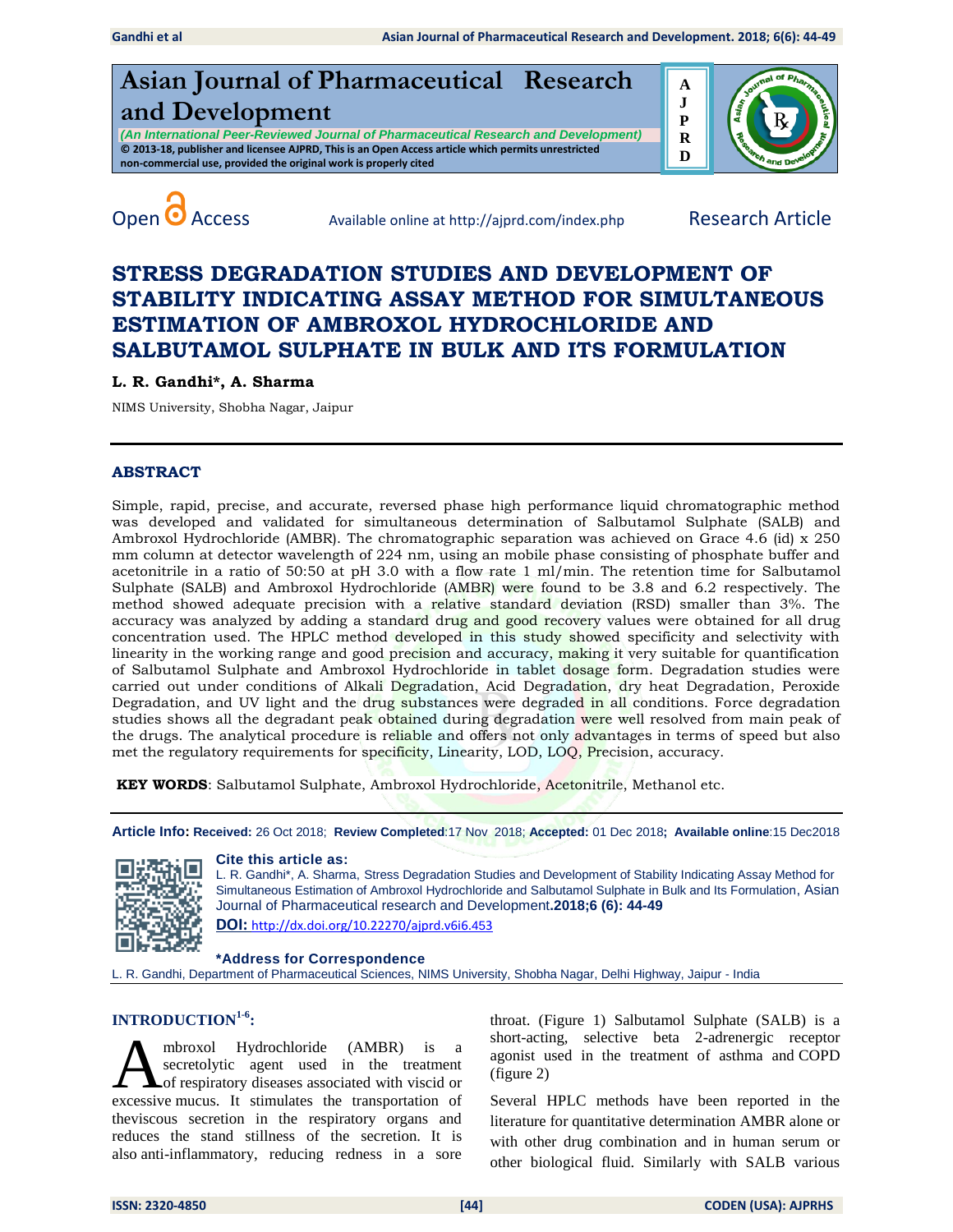# Asian Journal of Pharmaceutical Research and Development

*(An International Peer-Reviewed Journal of Pharmaceutical Research and Development)*

© 2013-18, publisher and licensee AJPRD, This is an Open Access article which permits unrestricted non-commercial use, provided the original work is properly cited

Open Access — Available online at http://ajprd.com/index.php — Research Article

# STRESS DEGRADATION STUDIES AND DEVELOPMENT OF STABILITY INDICATING ASSAY METHOD FOR SIMULTANEOUS ESTIMATION OF AMBROXOL HYDROCHLORIDE AND SALBUTAMOL SULPHATE IN BULK AND ITS FORMULATION

**L. R. Gandhi\*, A. Sharma**

NIMS University, Shobha Nagar, Jaipur

## ABSTRACT

Simple, rapid, precise, and accurate, reversed phase high performance liquid chromatographic method was developed and validated for simultaneous determination of Salbutamol Sulphate (SALB) and Ambroxol Hydrochloride (AMBR). The chromatographic separation was achieved on Grace 4.6 (id) x 250 mm column at detector wavelength of 224 nm, using an mobile phase consisting of phosphate buffer and acetonitrile in a ratio of 50:50 at pH 3.0 with a flow rate 1 ml/min. The retention time for Salbutamol Sulphate (SALB) and Ambroxol Hydrochloride (AMBR) were found to be 3.8 and 6.2 respectively. The method showed adequate precision with a relative standard deviation (RSD) smaller than 3%. The accuracy was analyzed by adding a standard drug and good recovery values were obtained for all drug concentration used. The HPLC method developed in this study showed specificity and selectivity with linearity in the working range and good precision and accuracy, making it very suitable for quantification of Salbutamol Sulphate and Ambroxol Hydrochloride in tablet dosage form. Degradation studies were carried out under conditions of Alkali Degradation, Acid Degradation, dry heat Degradation, Peroxide Degradation, and UV light and the drug substances were degraded in all conditions. Force degradation studies shows all the degradant peak obtained during degradation were well resolved from main peak of the drugs. The analytical procedure is reliable and offers not only advantages in terms of speed but also met the regulatory requirements for specificity, Linearity, LOD, LOQ, Precision, accuracy.

**KEY WORDS**: Salbutamol Sulphate, Ambroxol Hydrochloride, Acetonitrile, Methanol etc.

**Article Info: Received:** 26 Oct 2018; **Review Completed**:17 Nov 2018; **Accepted:** 01 Dec 2018**; Available online**:15 Dec2018

**Cite this article as:**

L. R. Gandhi\*, A. Sharma, Stress Degradation Studies and Development of Stability Indicating Assay Method for Simultaneous Estimation of Ambroxol Hydrochloride and Salbutamol Sulphate in Bulk and Its Formulation, Asian Journal of Pharmaceutical research and Development.**2018;6 (6): 44-49**

**DOI:** http://dx.doi.org/10.22270/ajprd.v6i6.453

**\*Address for Correspondence**

L. R. Gandhi, Department of Pharmaceutical Sciences, NIMS University, Shobha Nagar, Delhi Highway, Jaipur - India

## INTRODUCTION[1-6]:

Ambroxol Hydrochloride (AMBR) is a secretolytic agent used in the treatment of respiratory diseases associated with viscid or excessive mucus. It stimulates the transportation of theviscous secretion in the respiratory organs and reduces the stand stillness of the secretion. It is also anti-inflammatory, reducing redness in a sore throat. (Figure 1) Salbutamol Sulphate (SALB) is a short-acting, selective beta 2-adrenergic receptor agonist used in the treatment of asthma and COPD (figure 2)

Several HPLC methods have been reported in the literature for quantitative determination AMBR alone or with other drug combination and in human serum or other biological fluid. Similarly with SALB various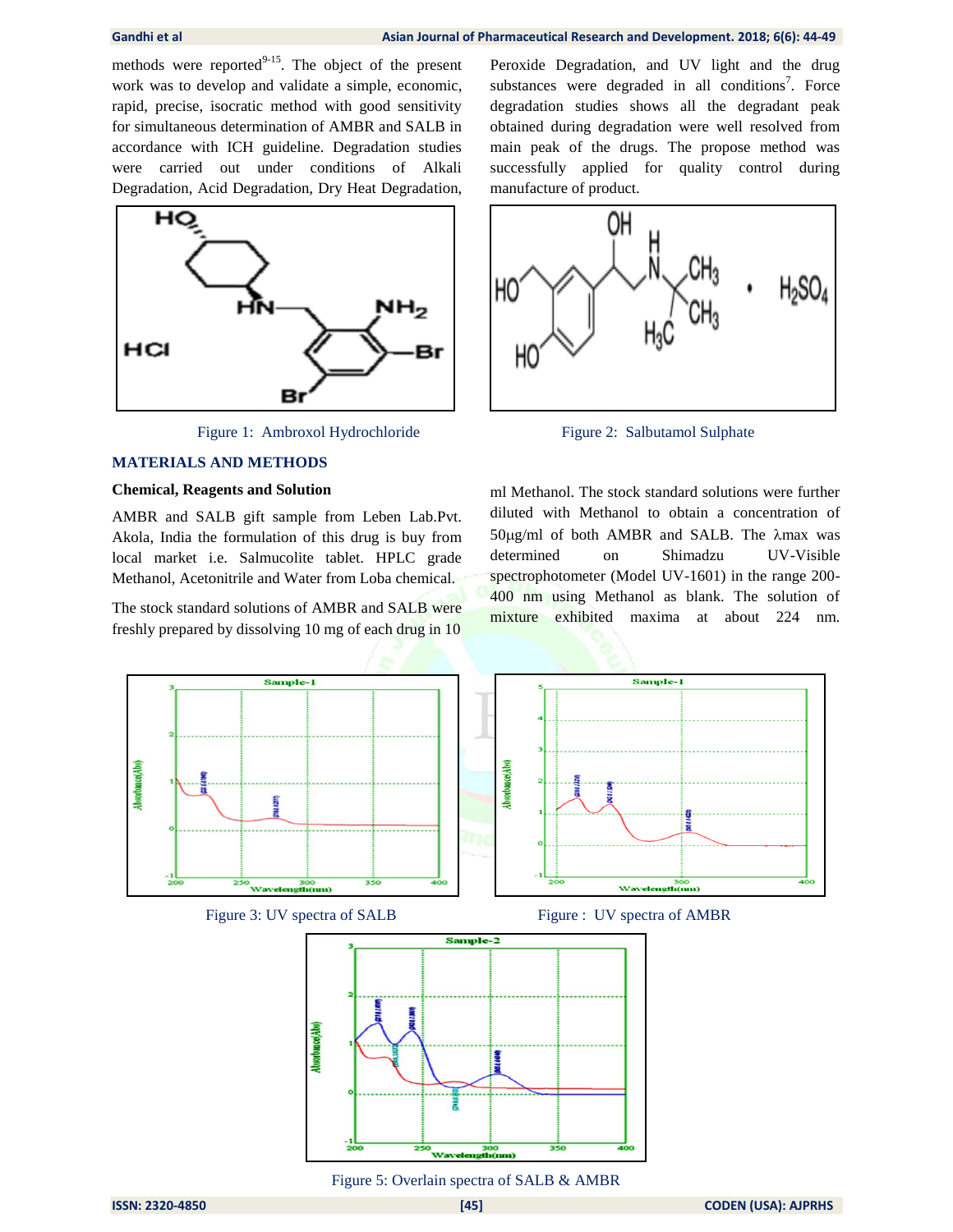methods were reported[9-15]. The object of the present work was to develop and validate a simple, economic, rapid, precise, isocratic method with good sensitivity for simultaneous determination of AMBR and SALB in accordance with ICH guideline. Degradation studies were carried out under conditions of Alkali Degradation, Acid Degradation, Dry Heat Degradation, Peroxide Degradation, and UV light and the drug substances were degraded in all conditions[7]. Force degradation studies shows all the degradant peak obtained during degradation were well resolved from main peak of the drugs. The propose method was successfully applied for quality control during manufacture of product.

Figure 1: Ambroxol Hydrochloride

Figure 2: Salbutamol Sulphate

## MATERIALS AND METHODS

### Chemical, Reagents and Solution

AMBR and SALB gift sample from Leben Lab.Pvt. Akola, India the formulation of this drug is buy from local market i.e. Salmucolite tablet. HPLC grade Methanol, Acetonitrile and Water from Loba chemical.

The stock standard solutions of AMBR and SALB were freshly prepared by dissolving 10 mg of each drug in 10 ml Methanol. The stock standard solutions were further diluted with Methanol to obtain a concentration of 50µg/ml of both AMBR and SALB. The λmax was determined on Shimadzu UV-Visible spectrophotometer (Model UV-1601) in the range 200-400 nm using Methanol as blank. The solution of mixture exhibited maxima at about 224 nm.

Figure 3: UV spectra of SALB

Figure : UV spectra of AMBR

Figure 5: Overlain spectra of SALB & AMBR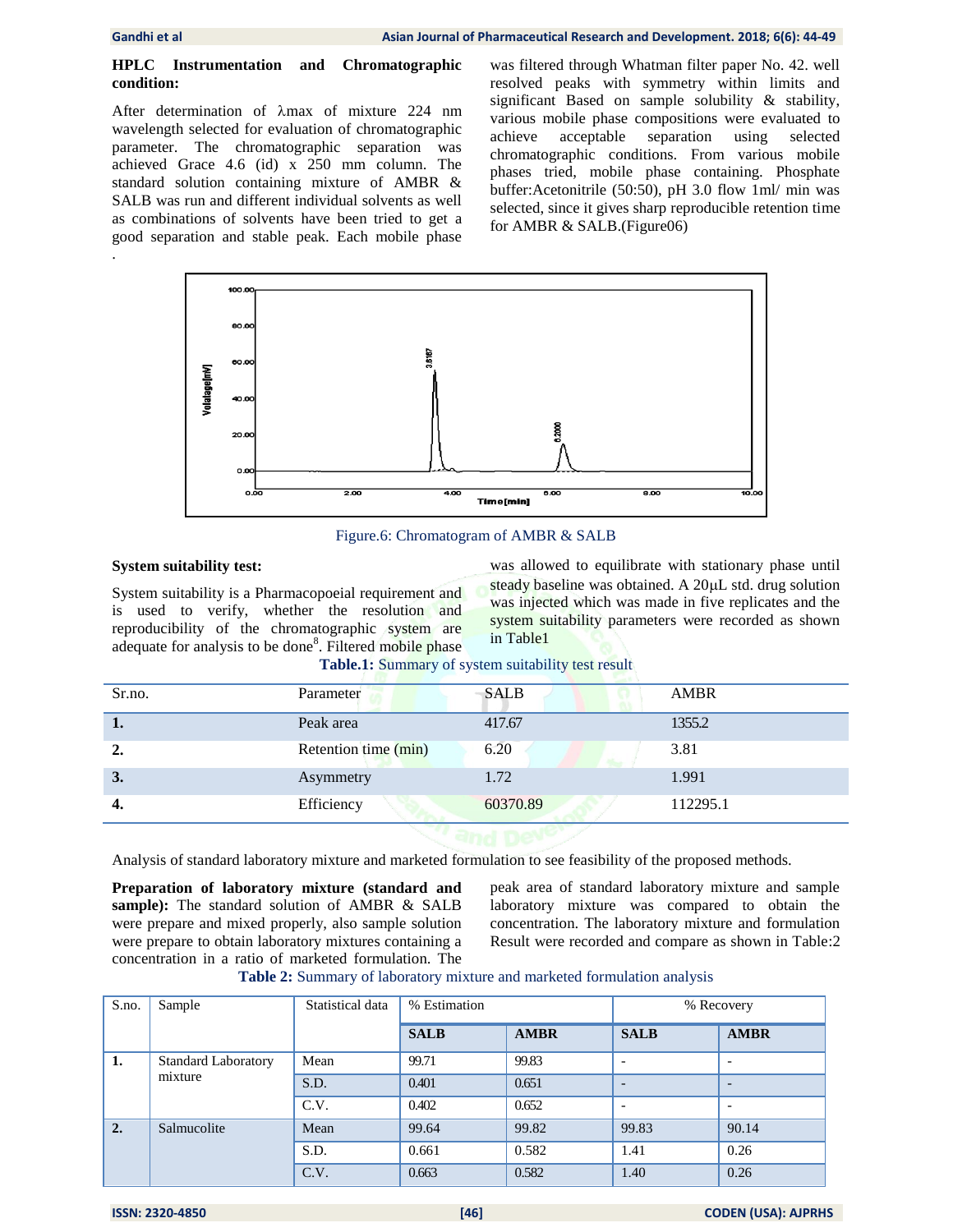**HPLC Instrumentation and Chromatographic condition:**

After determination of λmax of mixture 224 nm wavelength selected for evaluation of chromatographic parameter. The chromatographic separation was achieved Grace 4.6 (id) x 250 mm column. The standard solution containing mixture of AMBR & SALB was run and different individual solvents as well as combinations of solvents have been tried to get a good separation and stable peak. Each mobile phase was filtered through Whatman filter paper No. 42. well resolved peaks with symmetry within limits and significant Based on sample solubility & stability, various mobile phase compositions were evaluated to achieve acceptable separation using selected chromatographic conditions. From various mobile phases tried, mobile phase containing. Phosphate buffer:Acetonitrile (50:50), pH 3.0 flow 1ml/ min was selected, since it gives sharp reproducible retention time for AMBR & SALB.(Figure06)

Figure.6: Chromatogram of AMBR & SALB

**System suitability test:**

System suitability is a Pharmacopoeial requirement and is used to verify, whether the resolution and reproducibility of the chromatographic system are adequate for analysis to be done[8]. Filtered mobile phase was allowed to equilibrate with stationary phase until steady baseline was obtained. A 20μL std. drug solution was injected which was made in five replicates and the system suitability parameters were recorded as shown in Table1

**Table.1:** Summary of system suitability test result

| Sr.no. | Parameter | SALB | AMBR |
|---|---|---|---|
| **1.** | Peak area | 417.67 | 1355.2 |
| **2.** | Retention time (min) | 6.20 | 3.81 |
| **3.** | Asymmetry | 1.72 | 1.991 |
| **4.** | Efficiency | 60370.89 | 112295.1 |

Analysis of standard laboratory mixture and marketed formulation to see feasibility of the proposed methods.

**Preparation of laboratory mixture (standard and sample):** The standard solution of AMBR & SALB were prepare and mixed properly, also sample solution were prepare to obtain laboratory mixtures containing a concentration in a ratio of marketed formulation. The peak area of standard laboratory mixture and sample laboratory mixture was compared to obtain the concentration. The laboratory mixture and formulation Result were recorded and compare as shown in Table:2

**Table 2:** Summary of laboratory mixture and marketed formulation analysis

| S.no. | Sample | Statistical data | % Estimation | | % Recovery | |
|---|---|---|---|---|---|---|
| | | | **SALB** | **AMBR** | **SALB** | **AMBR** |
| **1.** | Standard Laboratory mixture | Mean | 99.71 | 99.83 | - | - |
| | | S.D. | 0.401 | 0.651 | - | - |
| | | C.V. | 0.402 | 0.652 | - | - |
| **2.** | Salmucolite | Mean | 99.64 | 99.82 | 99.83 | 90.14 |
| | | S.D. | 0.661 | 0.582 | 1.41 | 0.26 |
| | | C.V. | 0.663 | 0.582 | 1.40 | 0.26 |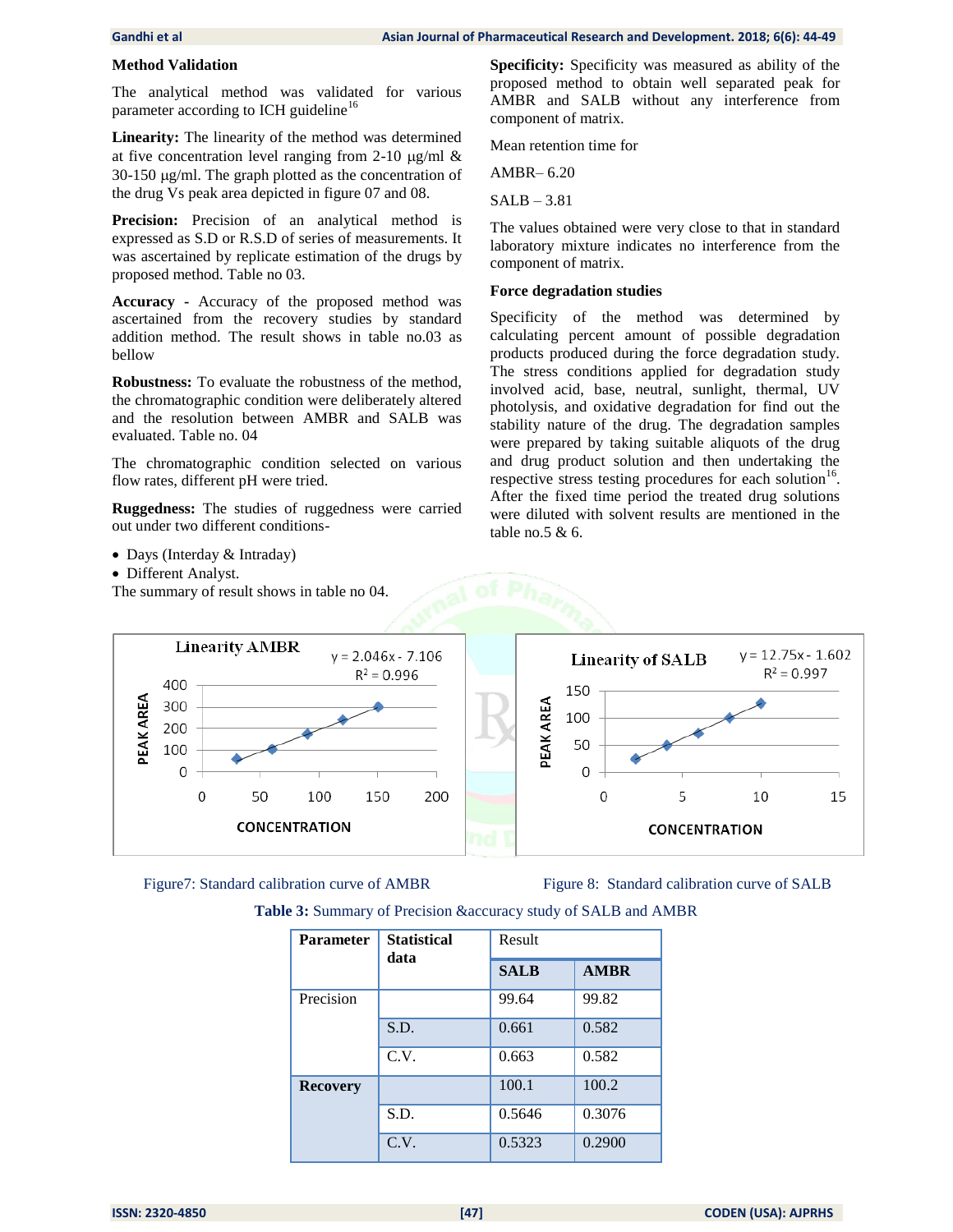### Method Validation

The analytical method was validated for various parameter according to ICH guideline[16]

**Linearity:** The linearity of the method was determined at five concentration level ranging from 2-10 µg/ml & 30-150 µg/ml. The graph plotted as the concentration of the drug Vs peak area depicted in figure 07 and 08.

**Precision:** Precision of an analytical method is expressed as S.D or R.S.D of series of measurements. It was ascertained by replicate estimation of the drugs by proposed method. Table no 03.

**Accuracy -** Accuracy of the proposed method was ascertained from the recovery studies by standard addition method. The result shows in table no.03 as bellow

**Robustness:** To evaluate the robustness of the method, the chromatographic condition were deliberately altered and the resolution between AMBR and SALB was evaluated. Table no. 04

The chromatographic condition selected on various flow rates, different pH were tried.

**Ruggedness:** The studies of ruggedness were carried out under two different conditions-

- Days (Interday & Intraday)
- Different Analyst.

The summary of result shows in table no 04.

**Specificity:** Specificity was measured as ability of the proposed method to obtain well separated peak for AMBR and SALB without any interference from component of matrix.

Mean retention time for

AMBR– 6.20

SALB – 3.81

The values obtained were very close to that in standard laboratory mixture indicates no interference from the component of matrix.

**Force degradation studies**

Specificity of the method was determined by calculating percent amount of possible degradation products produced during the force degradation study. The stress conditions applied for degradation study involved acid, base, neutral, sunlight, thermal, UV photolysis, and oxidative degradation for find out the stability nature of the drug. The degradation samples were prepared by taking suitable aliquots of the drug and drug product solution and then undertaking the respective stress testing procedures for each solution[16]. After the fixed time period the treated drug solutions were diluted with solvent results are mentioned in the table no.5 & 6.

Linearity AMBR: $y = 2.046x - 7.106$, $R^2 = 0.996$

Figure7: Standard calibration curve of AMBR

Linearity of SALB: $y = 12.75x - 1.602$, $R^2 = 0.997$

Figure 8: Standard calibration curve of SALB

**Table 3:** Summary of Precision &accuracy study of SALB and AMBR

| Parameter | Statistical data | Result | |
|---|---|---|---|
| | | **SALB** | **AMBR** |
| Precision | | 99.64 | 99.82 |
| | S.D. | 0.661 | 0.582 |
| | C.V. | 0.663 | 0.582 |
| **Recovery** | | 100.1 | 100.2 |
| | S.D. | 0.5646 | 0.3076 |
| | C.V. | 0.5323 | 0.2900 |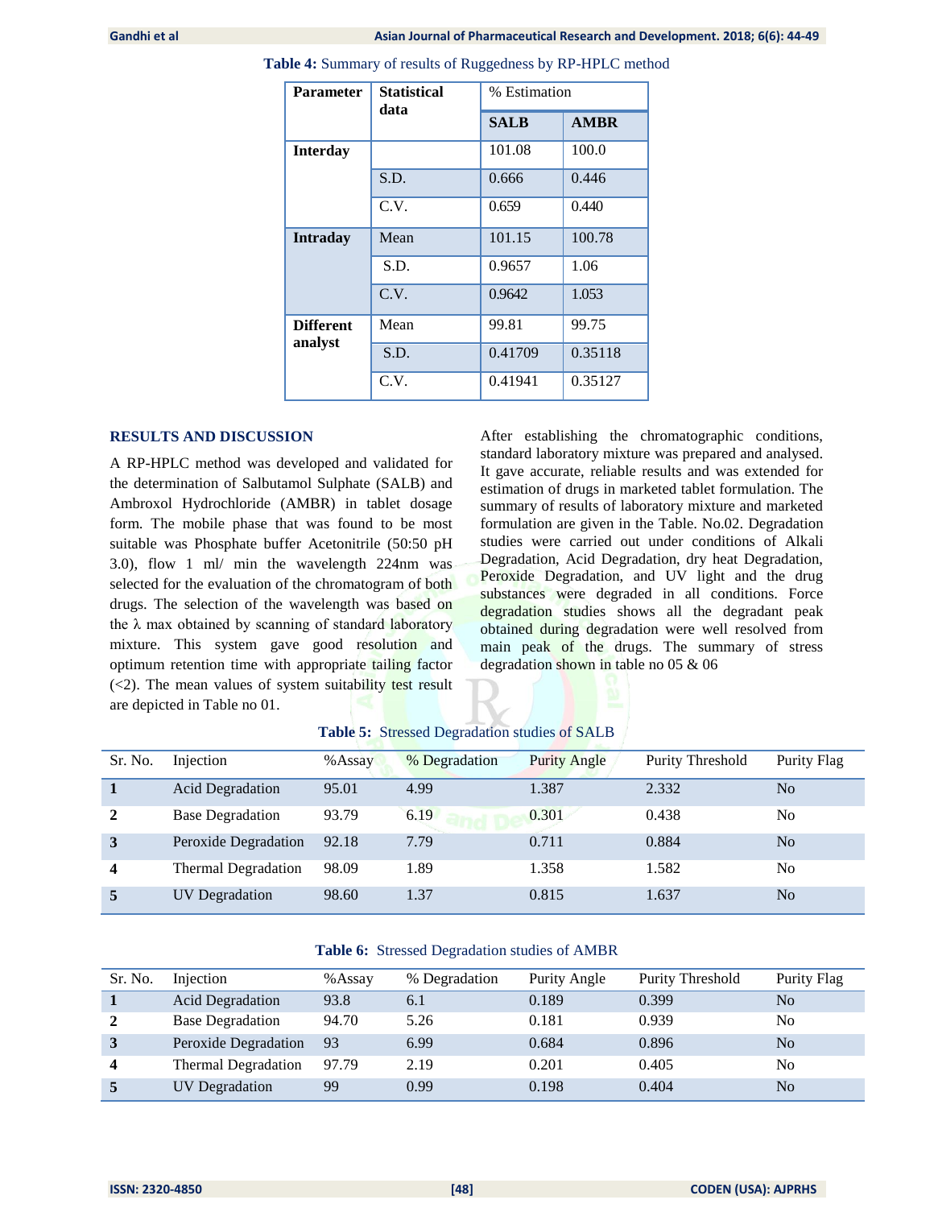**Table 4:** Summary of results of Ruggedness by RP-HPLC method

| Parameter | Statistical data | % Estimation | |
|---|---|---|---|
| | | SALB | AMBR |
| Interday | | 101.08 | 100.0 |
| | S.D. | 0.666 | 0.446 |
| | C.V. | 0.659 | 0.440 |
| Intraday | Mean | 101.15 | 100.78 |
| | S.D. | 0.9657 | 1.06 |
| | C.V. | 0.9642 | 1.053 |
| Different analyst | Mean | 99.81 | 99.75 |
| | S.D. | 0.41709 | 0.35118 |
| | C.V. | 0.41941 | 0.35127 |

## RESULTS AND DISCUSSION

A RP-HPLC method was developed and validated for the determination of Salbutamol Sulphate (SALB) and Ambroxol Hydrochloride (AMBR) in tablet dosage form. The mobile phase that was found to be most suitable was Phosphate buffer Acetonitrile (50:50 pH 3.0), flow 1 ml/ min the wavelength 224nm was selected for the evaluation of the chromatogram of both drugs. The selection of the wavelength was based on the λ max obtained by scanning of standard laboratory mixture. This system gave good resolution and optimum retention time with appropriate tailing factor (<2). The mean values of system suitability test result are depicted in Table no 01.

After establishing the chromatographic conditions, standard laboratory mixture was prepared and analysed. It gave accurate, reliable results and was extended for estimation of drugs in marketed tablet formulation. The summary of results of laboratory mixture and marketed formulation are given in the Table. No.02. Degradation studies were carried out under conditions of Alkali Degradation, Acid Degradation, dry heat Degradation, Peroxide Degradation, and UV light and the drug substances were degraded in all conditions. Force degradation studies shows all the degradant peak obtained during degradation were well resolved from main peak of the drugs. The summary of stress degradation shown in table no 05 & 06

**Table 5:** Stressed Degradation studies of SALB

| Sr. No. | Injection | %Assay | % Degradation | Purity Angle | Purity Threshold | Purity Flag |
|---|---|---|---|---|---|---|
| **1** | Acid Degradation | 95.01 | 4.99 | 1.387 | 2.332 | No |
| **2** | Base Degradation | 93.79 | 6.19 | 0.301 | 0.438 | No |
| **3** | Peroxide Degradation | 92.18 | 7.79 | 0.711 | 0.884 | No |
| **4** | Thermal Degradation | 98.09 | 1.89 | 1.358 | 1.582 | No |
| **5** | UV Degradation | 98.60 | 1.37 | 0.815 | 1.637 | No |

**Table 6:** Stressed Degradation studies of AMBR

| Sr. No. | Injection | %Assay | % Degradation | Purity Angle | Purity Threshold | Purity Flag |
|---|---|---|---|---|---|---|
| **1** | Acid Degradation | 93.8 | 6.1 | 0.189 | 0.399 | No |
| **2** | Base Degradation | 94.70 | 5.26 | 0.181 | 0.939 | No |
| **3** | Peroxide Degradation | 93 | 6.99 | 0.684 | 0.896 | No |
| **4** | Thermal Degradation | 97.79 | 2.19 | 0.201 | 0.405 | No |
| **5** | UV Degradation | 99 | 0.99 | 0.198 | 0.404 | No |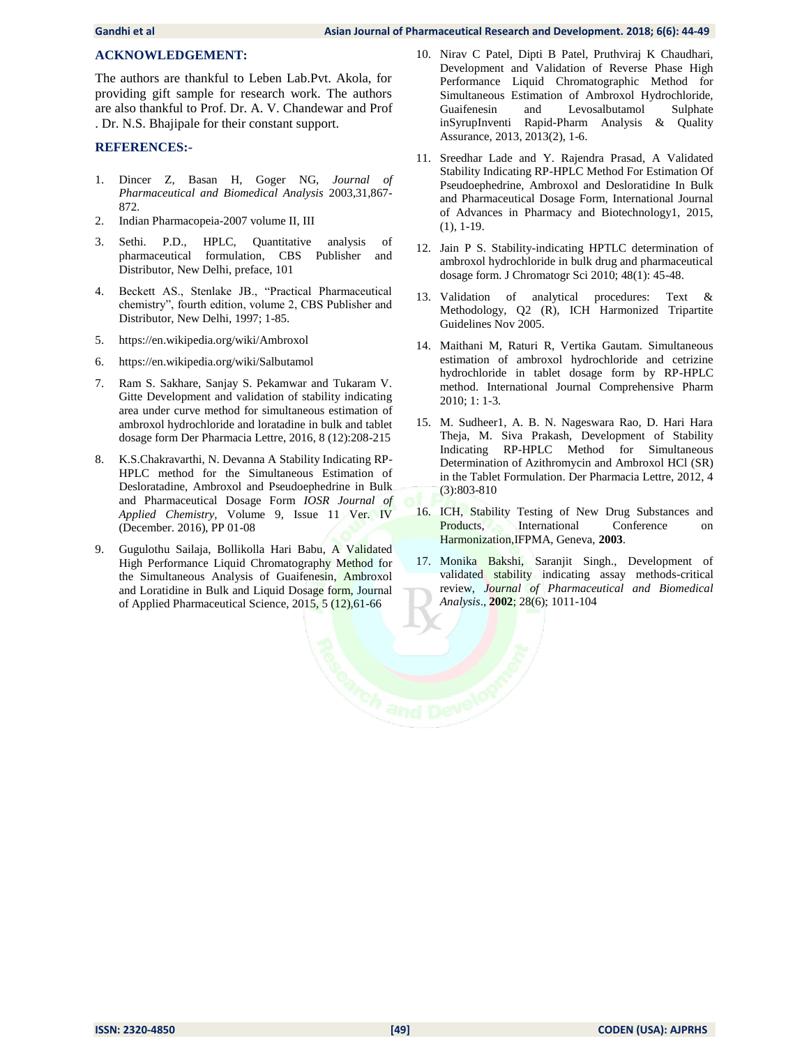## ACKNOWLEDGEMENT:

The authors are thankful to Leben Lab.Pvt. Akola, for providing gift sample for research work. The authors are also thankful to Prof. Dr. A. V. Chandewar and Prof . Dr. N.S. Bhajipale for their constant support.

## REFERENCES:-

1. Dincer Z, Basan H, Goger NG, *Journal of Pharmaceutical and Biomedical Analysis* 2003,31,867-872.
2. Indian Pharmacopeia-2007 volume II, III
3. Sethi. P.D., HPLC, Quantitative analysis of pharmaceutical formulation, CBS Publisher and Distributor, New Delhi, preface, 101
4. Beckett AS., Stenlake JB., "Practical Pharmaceutical chemistry", fourth edition, volume 2, CBS Publisher and Distributor, New Delhi, 1997; 1-85.
5. https://en.wikipedia.org/wiki/Ambroxol
6. https://en.wikipedia.org/wiki/Salbutamol
7. Ram S. Sakhare, Sanjay S. Pekamwar and Tukaram V. Gitte Development and validation of stability indicating area under curve method for simultaneous estimation of ambroxol hydrochloride and loratadine in bulk and tablet dosage form Der Pharmacia Lettre, 2016, 8 (12):208-215
8. K.S.Chakravarthi, N. Devanna A Stability Indicating RP-HPLC method for the Simultaneous Estimation of Desloratadine, Ambroxol and Pseudoephedrine in Bulk and Pharmaceutical Dosage Form *IOSR Journal of Applied Chemistry*, Volume 9, Issue 11 Ver. IV (December. 2016), PP 01-08
9. Gugulothu Sailaja, Bollikolla Hari Babu, A Validated High Performance Liquid Chromatography Method for the Simultaneous Analysis of Guaifenesin, Ambroxol and Loratidine in Bulk and Liquid Dosage form, Journal of Applied Pharmaceutical Science, 2015, 5 (12),61-66
10. Nirav C Patel, Dipti B Patel, Pruthviraj K Chaudhari, Development and Validation of Reverse Phase High Performance Liquid Chromatographic Method for Simultaneous Estimation of Ambroxol Hydrochloride, Guaifenesin and Levosalbutamol Sulphate inSyrupInventi Rapid-Pharm Analysis & Quality Assurance, 2013, 2013(2), 1-6.
11. Sreedhar Lade and Y. Rajendra Prasad, A Validated Stability Indicating RP-HPLC Method For Estimation Of Pseudoephedrine, Ambroxol and Desloratidine In Bulk and Pharmaceutical Dosage Form, International Journal of Advances in Pharmacy and Biotechnology1, 2015, (1), 1-19.
12. Jain P S. Stability-indicating HPTLC determination of ambroxol hydrochloride in bulk drug and pharmaceutical dosage form. J Chromatogr Sci 2010; 48(1): 45-48.
13. Validation of analytical procedures: Text & Methodology, Q2 (R), ICH Harmonized Tripartite Guidelines Nov 2005.
14. Maithani M, Raturi R, Vertika Gautam. Simultaneous estimation of ambroxol hydrochloride and cetrizine hydrochloride in tablet dosage form by RP-HPLC method. International Journal Comprehensive Pharm 2010; 1: 1-3.
15. M. Sudheer1, A. B. N. Nageswara Rao, D. Hari Hara Theja, M. Siva Prakash, Development of Stability Indicating RP-HPLC Method for Simultaneous Determination of Azithromycin and Ambroxol HCl (SR) in the Tablet Formulation. Der Pharmacia Lettre, 2012, 4 (3):803-810
16. ICH, Stability Testing of New Drug Substances and Products, International Conference on Harmonization,IFPMA, Geneva, **2003**.
17. Monika Bakshi, Saranjit Singh., Development of validated stability indicating assay methods-critical review, *Journal of Pharmaceutical and Biomedical Analysis*., **2002**; 28(6); 1011-104